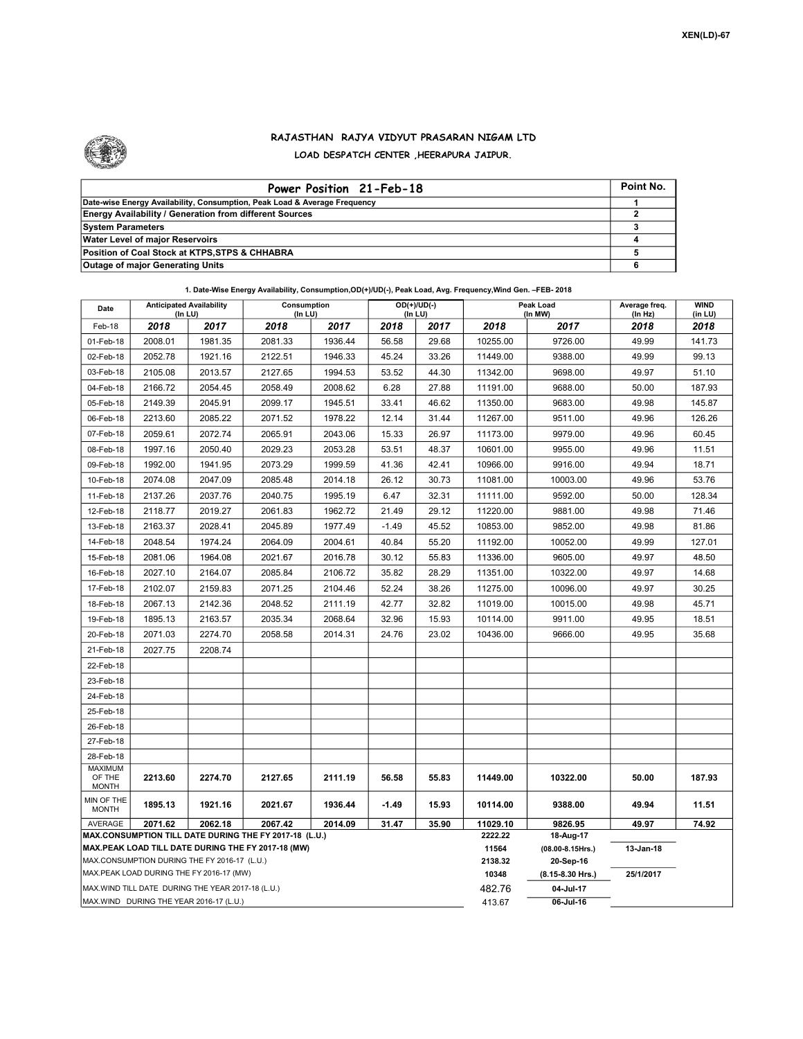XEN(LD)-67

## RAJASTHAN RAJYA VIDYUT PRASARAN NIGAM LTD

### LOAD DESPATCH CENTER ,HEERAPURA JAIPUR.

| Power Position 21-Feb-18 | Point No. |
|---|---|
| Date-wise Energy Availability, Consumption, Peak Load & Average Frequency | 1 |
| Energy Availability / Generation from different Sources | 2 |
| System Parameters | 3 |
| Water Level of major Reservoirs | 4 |
| Position of Coal Stock at KTPS,STPS & CHHABRA | 5 |
| Outage of major Generating Units | 6 |

1. Date-Wise Energy Availability, Consumption,OD(+)/UD(-), Peak Load, Avg. Frequency,Wind Gen. –FEB- 2018

| Date | Anticipated Availability (In LU) | | Consumption (In LU) | | OD(+)/UD(-) (In LU) | | Peak Load (In MW) | | Average freq. (In Hz) | WIND (in LU) |
|---|---|---|---|---|---|---|---|---|---|---|
| Feb-18 | 2018 | 2017 | 2018 | 2017 | 2018 | 2017 | 2018 | 2017 | 2018 | 2018 |
| 01-Feb-18 | 2008.01 | 1981.35 | 2081.33 | 1936.44 | 56.58 | 29.68 | 10255.00 | 9726.00 | 49.99 | 141.73 |
| 02-Feb-18 | 2052.78 | 1921.16 | 2122.51 | 1946.33 | 45.24 | 33.26 | 11449.00 | 9388.00 | 49.99 | 99.13 |
| 03-Feb-18 | 2105.08 | 2013.57 | 2127.65 | 1994.53 | 53.52 | 44.30 | 11342.00 | 9698.00 | 49.97 | 51.10 |
| 04-Feb-18 | 2166.72 | 2054.45 | 2058.49 | 2008.62 | 6.28 | 27.88 | 11191.00 | 9688.00 | 50.00 | 187.93 |
| 05-Feb-18 | 2149.39 | 2045.91 | 2099.17 | 1945.51 | 33.41 | 46.62 | 11350.00 | 9683.00 | 49.98 | 145.87 |
| 06-Feb-18 | 2213.60 | 2085.22 | 2071.52 | 1978.22 | 12.14 | 31.44 | 11267.00 | 9511.00 | 49.96 | 126.26 |
| 07-Feb-18 | 2059.61 | 2072.74 | 2065.91 | 2043.06 | 15.33 | 26.97 | 11173.00 | 9979.00 | 49.96 | 60.45 |
| 08-Feb-18 | 1997.16 | 2050.40 | 2029.23 | 2053.28 | 53.51 | 48.37 | 10601.00 | 9955.00 | 49.96 | 11.51 |
| 09-Feb-18 | 1992.00 | 1941.95 | 2073.29 | 1999.59 | 41.36 | 42.41 | 10966.00 | 9916.00 | 49.94 | 18.71 |
| 10-Feb-18 | 2074.08 | 2047.09 | 2085.48 | 2014.18 | 26.12 | 30.73 | 11081.00 | 10003.00 | 49.96 | 53.76 |
| 11-Feb-18 | 2137.26 | 2037.76 | 2040.75 | 1995.19 | 6.47 | 32.31 | 11111.00 | 9592.00 | 50.00 | 128.34 |
| 12-Feb-18 | 2118.77 | 2019.27 | 2061.83 | 1962.72 | 21.49 | 29.12 | 11220.00 | 9881.00 | 49.98 | 71.46 |
| 13-Feb-18 | 2163.37 | 2028.41 | 2045.89 | 1977.49 | -1.49 | 45.52 | 10853.00 | 9852.00 | 49.98 | 81.86 |
| 14-Feb-18 | 2048.54 | 1974.24 | 2064.09 | 2004.61 | 40.84 | 55.20 | 11192.00 | 10052.00 | 49.99 | 127.01 |
| 15-Feb-18 | 2081.06 | 1964.08 | 2021.67 | 2016.78 | 30.12 | 55.83 | 11336.00 | 9605.00 | 49.97 | 48.50 |
| 16-Feb-18 | 2027.10 | 2164.07 | 2085.84 | 2106.72 | 35.82 | 28.29 | 11351.00 | 10322.00 | 49.97 | 14.68 |
| 17-Feb-18 | 2102.07 | 2159.83 | 2071.25 | 2104.46 | 52.24 | 38.26 | 11275.00 | 10096.00 | 49.97 | 30.25 |
| 18-Feb-18 | 2067.13 | 2142.36 | 2048.52 | 2111.19 | 42.77 | 32.82 | 11019.00 | 10015.00 | 49.98 | 45.71 |
| 19-Feb-18 | 1895.13 | 2163.57 | 2035.34 | 2068.64 | 32.96 | 15.93 | 10114.00 | 9911.00 | 49.95 | 18.51 |
| 20-Feb-18 | 2071.03 | 2274.70 | 2058.58 | 2014.31 | 24.76 | 23.02 | 10436.00 | 9666.00 | 49.95 | 35.68 |
| 21-Feb-18 | 2027.75 | 2208.74 | | | | | | | | |
| 22-Feb-18 | | | | | | | | | | |
| 23-Feb-18 | | | | | | | | | | |
| 24-Feb-18 | | | | | | | | | | |
| 25-Feb-18 | | | | | | | | | | |
| 26-Feb-18 | | | | | | | | | | |
| 27-Feb-18 | | | | | | | | | | |
| 28-Feb-18 | | | | | | | | | | |
| MAXIMUM OF THE MONTH | 2213.60 | 2274.70 | 2127.65 | 2111.19 | 56.58 | 55.83 | 11449.00 | 10322.00 | 50.00 | 187.93 |
| MIN OF THE MONTH | 1895.13 | 1921.16 | 2021.67 | 1936.44 | -1.49 | 15.93 | 10114.00 | 9388.00 | 49.94 | 11.51 |
| AVERAGE | 2071.62 | 2062.18 | 2067.42 | 2014.09 | 31.47 | 35.90 | 11029.10 | 9826.95 | 49.97 | 74.92 |
| MAX.CONSUMPTION TILL DATE DURING THE FY 2017-18 (L.U.) | | | | | | | 2222.22 | 18-Aug-17 | | |
| MAX.PEAK LOAD TILL DATE DURING THE FY 2017-18 (MW) | | | | | | | 11564 | (08.00-8.15Hrs.) | 13-Jan-18 | |
| MAX.CONSUMPTION DURING THE FY 2016-17 (L.U.) | | | | | | | 2138.32 | 20-Sep-16 | | |
| MAX.PEAK LOAD DURING THE FY 2016-17 (MW) | | | | | | | 10348 | (8.15-8.30 Hrs.) | 25/1/2017 | |
| MAX.WIND TILL DATE DURING THE YEAR 2017-18 (L.U.) | | | | | | | 482.76 | 04-Jul-17 | | |
| MAX.WIND DURING THE YEAR 2016-17 (L.U.) | | | | | | | 413.67 | 06-Jul-16 | | |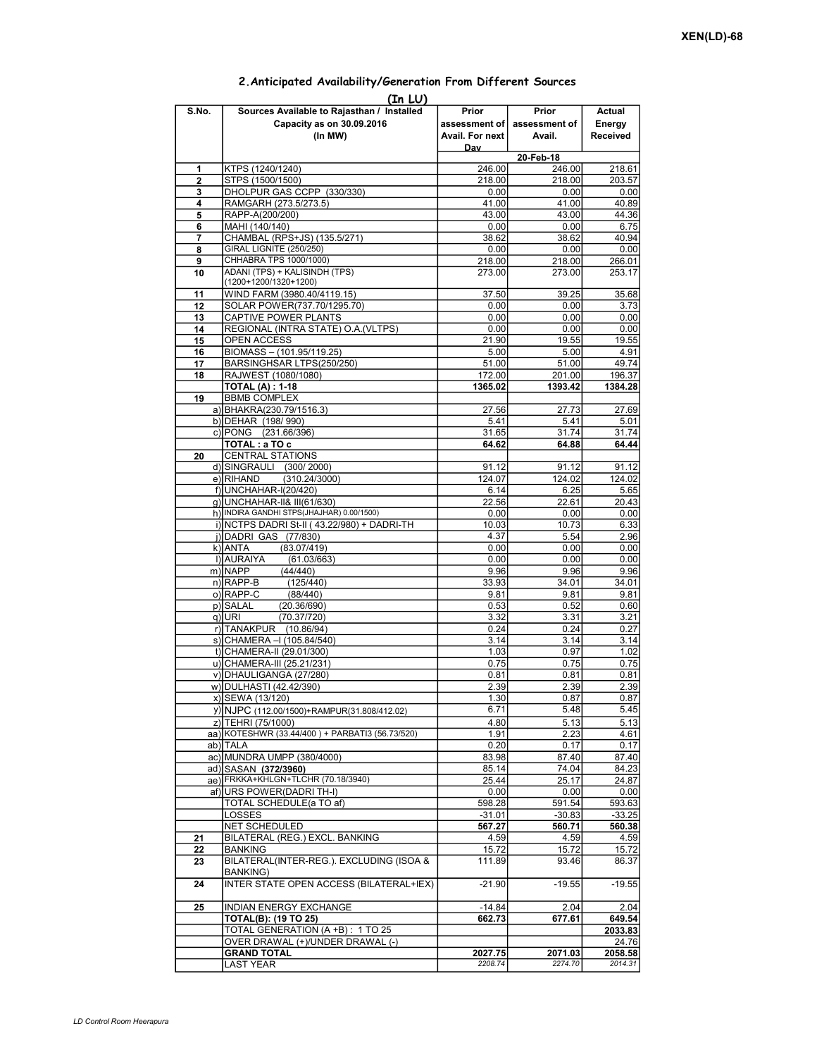XEN(LD)-68

## 2.Anticipated Availability/Generation From Different Sources

(In LU)

| S.No. | Sources Available to Rajasthan / Installed Capacity as on 30.09.2016 (In MW) | Prior assessment of Avail. For next Day | Prior assessment of Avail. | Actual Energy Received |
|---|---|---|---|---|
| | | | 20-Feb-18 | |
| 1 | KTPS (1240/1240) | 246.00 | 246.00 | 218.61 |
| 2 | STPS (1500/1500) | 218.00 | 218.00 | 203.57 |
| 3 | DHOLPUR GAS CCPP (330/330) | 0.00 | 0.00 | 0.00 |
| 4 | RAMGARH (273.5/273.5) | 41.00 | 41.00 | 40.89 |
| 5 | RAPP-A(200/200) | 43.00 | 43.00 | 44.36 |
| 6 | MAHI (140/140) | 0.00 | 0.00 | 6.75 |
| 7 | CHAMBAL (RPS+JS) (135.5/271) | 38.62 | 38.62 | 40.94 |
| 8 | GIRAL LIGNITE (250/250) | 0.00 | 0.00 | 0.00 |
| 9 | CHHABRA TPS 1000/1000) | 218.00 | 218.00 | 266.01 |
| 10 | ADANI (TPS) + KALISINDH (TPS) (1200+1200/1320+1200) | 273.00 | 273.00 | 253.17 |
| 11 | WIND FARM (3980.40/4119.15) | 37.50 | 39.25 | 35.68 |
| 12 | SOLAR POWER(737.70/1295.70) | 0.00 | 0.00 | 3.73 |
| 13 | CAPTIVE POWER PLANTS | 0.00 | 0.00 | 0.00 |
| 14 | REGIONAL (INTRA STATE) O.A.(VLTPS) | 0.00 | 0.00 | 0.00 |
| 15 | OPEN ACCESS | 21.90 | 19.55 | 19.55 |
| 16 | BIOMASS – (101.95/119.25) | 5.00 | 5.00 | 4.91 |
| 17 | BARSINGHSAR LTPS(250/250) | 51.00 | 51.00 | 49.74 |
| 18 | RAJWEST (1080/1080) | 172.00 | 201.00 | 196.37 |
| | **TOTAL (A) : 1-18** | **1365.02** | **1393.42** | **1384.28** |
| 19 | BBMB COMPLEX | | | |
| a) | BHAKRA(230.79/1516.3) | 27.56 | 27.73 | 27.69 |
| b) | DEHAR (198/ 990) | 5.41 | 5.41 | 5.01 |
| c) | PONG (231.66/396) | 31.65 | 31.74 | 31.74 |
| | **TOTAL : a TO c** | **64.62** | **64.88** | **64.44** |
| 20 | CENTRAL STATIONS | | | |
| d) | SINGRAULI (300/ 2000) | 91.12 | 91.12 | 91.12 |
| e) | RIHAND (310.24/3000) | 124.07 | 124.02 | 124.02 |
| f) | UNCHAHAR-I(20/420) | 6.14 | 6.25 | 5.65 |
| g) | UNCHAHAR-II& III(61/630) | 22.56 | 22.61 | 20.43 |
| h) | INDIRA GANDHI STPS(JHAJHAR) 0.00/1500) | 0.00 | 0.00 | 0.00 |
| i) | NCTPS DADRI St-II ( 43.22/980) + DADRI-TH | 10.03 | 10.73 | 6.33 |
| j) | DADRI GAS (77/830) | 4.37 | 5.54 | 2.96 |
| k) | ANTA (83.07/419) | 0.00 | 0.00 | 0.00 |
| l) | AURAIYA (61.03/663) | 0.00 | 0.00 | 0.00 |
| m) | NAPP (44/440) | 9.96 | 9.96 | 9.96 |
| n) | RAPP-B (125/440) | 33.93 | 34.01 | 34.01 |
| o) | RAPP-C (88/440) | 9.81 | 9.81 | 9.81 |
| p) | SALAL (20.36/690) | 0.53 | 0.52 | 0.60 |
| q) | URI (70.37/720) | 3.32 | 3.31 | 3.21 |
| r) | TANAKPUR (10.86/94) | 0.24 | 0.24 | 0.27 |
| s) | CHAMERA –I (105.84/540) | 3.14 | 3.14 | 3.14 |
| t) | CHAMERA-II (29.01/300) | 1.03 | 0.97 | 1.02 |
| u) | CHAMERA-III (25.21/231) | 0.75 | 0.75 | 0.75 |
| v) | DHAULIGANGA (27/280) | 0.81 | 0.81 | 0.81 |
| w) | DULHASTI (42.42/390) | 2.39 | 2.39 | 2.39 |
| x) | SEWA (13/120) | 1.30 | 0.87 | 0.87 |
| y) | NJPC (112.00/1500)+RAMPUR(31.808/412.02) | 6.71 | 5.48 | 5.45 |
| z) | TEHRI (75/1000) | 4.80 | 5.13 | 5.13 |
| aa) | KOTESHWR (33.44/400 ) + PARBATI3 (56.73/520) | 1.91 | 2.23 | 4.61 |
| ab) | TALA | 0.20 | 0.17 | 0.17 |
| ac) | MUNDRA UMPP (380/4000) | 83.98 | 87.40 | 87.40 |
| ad) | SASAN **(372/3960)** | 85.14 | 74.04 | 84.23 |
| ae) | FRKKA+KHLGN+TLCHR (70.18/3940) | 25.44 | 25.17 | 24.87 |
| af) | URS POWER(DADRI TH-I) | 0.00 | 0.00 | 0.00 |
| | TOTAL SCHEDULE(a TO af) | 598.28 | 591.54 | 593.63 |
| | LOSSES | -31.01 | -30.83 | -33.25 |
| | NET SCHEDULED | **567.27** | **560.71** | **560.38** |
| 21 | BILATERAL (REG.) EXCL. BANKING | 4.59 | 4.59 | 4.59 |
| 22 | BANKING | 15.72 | 15.72 | 15.72 |
| 23 | BILATERAL(INTER-REG.). EXCLUDING (ISOA & BANKING) | 111.89 | 93.46 | 86.37 |
| 24 | INTER STATE OPEN ACCESS (BILATERAL+IEX) | -21.90 | -19.55 | -19.55 |
| 25 | INDIAN ENERGY EXCHANGE | -14.84 | 2.04 | 2.04 |
| | **TOTAL(B): (19 TO 25)** | **662.73** | **677.61** | **649.54** |
| | TOTAL GENERATION (A +B) : 1 TO 25 | | | **2033.83** |
| | OVER DRAWAL (+)/UNDER DRAWAL (-) | | | 24.76 |
| | **GRAND TOTAL** | **2027.75** | **2071.03** | **2058.58** |
| | LAST YEAR | *2208.74* | *2274.70* | *2014.31* |

*LD Control Room Heerapura*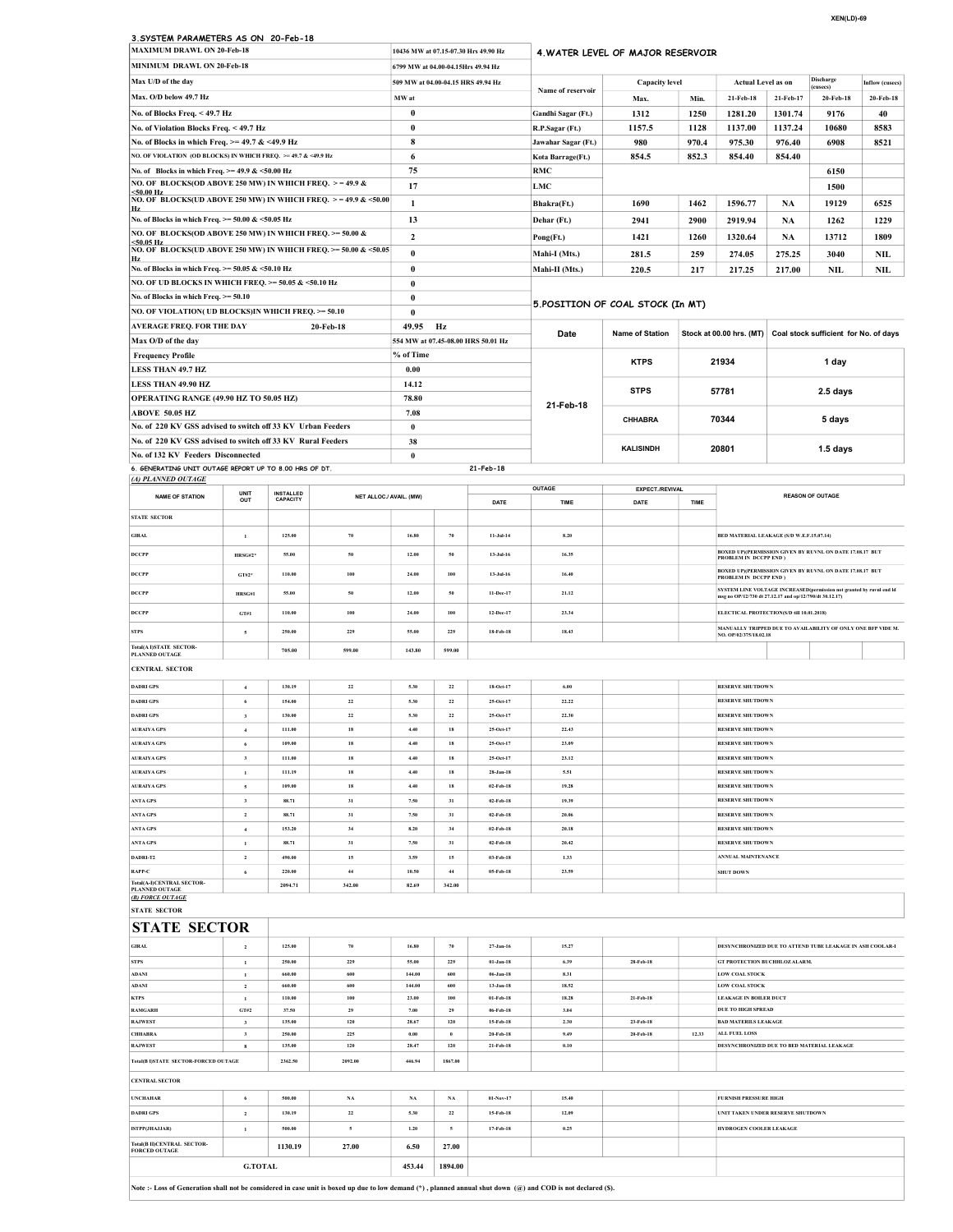XEN(LD)-69

## 3.SYSTEM PARAMETERS AS ON 20-Feb-18

| | |
|---|---|
| MAXIMUM DRAWL ON 20-Feb-18 | 10436 MW at 07.15-07.30 Hrs 49.90 Hz |
| MINIMUM DRAWL ON 20-Feb-18 | 6799 MW at 04.00-04.15Hrs 49.94 Hz |
| Max U/D of the day | 509 MW at 04.00-04.15 HRS 49.94 Hz |
| Max. O/D below 49.7 Hz | MW at |
| No. of Blocks Freq. < 49.7 Hz | 0 |
| No. of Violation Blocks Freq. < 49.7 Hz | 0 |
| No. of Blocks in which Freq. >= 49.7 & <49.9 Hz | 8 |
| NO. OF VIOLATION (OD BLOCKS) IN WHICH FREQ. >= 49.7 & <49.9 Hz | 6 |
| No. of Blocks in which Freq. >= 49.9 & <50.00 Hz | 75 |
| NO. OF BLOCKS(OD ABOVE 250 MW) IN WHICH FREQ. > = 49.9 & <50.00 Hz | 17 |
| NO. OF BLOCKS(UD ABOVE 250 MW) IN WHICH FREQ. > = 49.9 & <50.00 Hz | 1 |
| No. of Blocks in which Freq. >= 50.00 & <50.05 Hz | 13 |
| NO. OF BLOCKS(OD ABOVE 250 MW) IN WHICH FREQ. >= 50.00 & <50.05 Hz | 2 |
| NO. OF BLOCKS(UD ABOVE 250 MW) IN WHICH FREQ. >= 50.00 & <50.05 Hz | 0 |
| No. of Blocks in which Freq. >= 50.05 & <50.10 Hz | 0 |
| NO. OF UD BLOCKS IN WHICH FREQ. >= 50.05 & <50.10 Hz | 0 |
| No. of Blocks in which Freq. >= 50.10 | 0 |
| NO. OF VIOLATION( UD BLOCKS)IN WHICH FREQ. >= 50.10 | 0 |
| AVERAGE FREQ. FOR THE DAY 20-Feb-18 | 49.95 Hz |
| Max O/D of the day | 554 MW at 07.45-08.00 HRS 50.01 Hz |
| Frequency Profile | % of Time |
| LESS THAN 49.7 HZ | 0.00 |
| LESS THAN 49.90 HZ | 14.12 |
| OPERATING RANGE (49.90 HZ TO 50.05 HZ) | 78.80 |
| ABOVE 50.05 HZ | 7.08 |
| No. of 220 KV GSS advised to switch off 33 KV Urban Feeders | 0 |
| No. of 220 KV GSS advised to switch off 33 KV Rural Feeders | 38 |
| No. of 132 KV Feeders Disconnected | 0 |

## 4.WATER LEVEL OF MAJOR RESERVOIR

| Name of reservoir | Capacity level | | Actual Level as on | | Discharge (cusecs) | Inflow (cusecs) |
|---|---|---|---|---|---|---|
| | Max. | Min. | 21-Feb-18 | 21-Feb-17 | 20-Feb-18 | 20-Feb-18 |
| Gandhi Sagar (Ft.) | 1312 | 1250 | 1281.20 | 1301.74 | 9176 | 40 |
| R.P.Sagar (Ft.) | 1157.5 | 1128 | 1137.00 | 1137.24 | 10680 | 8583 |
| Jawahar Sagar (Ft.) | 980 | 970.4 | 975.30 | 976.40 | 6908 | 8521 |
| Kota Barrage(Ft.) | 854.5 | 852.3 | 854.40 | 854.40 | | |
| RMC | | | | | 6150 | |
| LMC | | | | | 1500 | |
| Bhakra(Ft.) | 1690 | 1462 | 1596.77 | NA | 19129 | 6525 |
| Dehar (Ft.) | 2941 | 2900 | 2919.94 | NA | 1262 | 1229 |
| Pong(Ft.) | 1421 | 1260 | 1320.64 | NA | 13712 | 1809 |
| Mahi-I (Mts.) | 281.5 | 259 | 274.05 | 275.25 | 3040 | NIL |
| Mahi-II (Mts.) | 220.5 | 217 | 217.25 | 217.00 | NIL | NIL |

## 5.POSITION OF COAL STOCK (In MT)

| Date | Name of Station | Stock at 00.00 hrs. (MT) | Coal stock sufficient for No. of days |
|---|---|---|---|
| 21-Feb-18 | KTPS | 21934 | 1 day |
| | STPS | 57781 | 2.5 days |
| | CHHABRA | 70344 | 5 days |
| | KALISINDH | 20801 | 1.5 days |

## 6. GENERATING UNIT OUTAGE REPORT UP TO 8.00 HRS OF DT. 21-Feb-18

*(A) PLANNED OUTAGE*

| NAME OF STATION | UNIT OUT | INSTALLED CAPACITY | NET ALLOC./ AVAIL. (MW) | | | OUTAGE DATE | OUTAGE TIME | EXPECT./REVIVAL DATE | EXPECT./REVIVAL TIME | REASON OF OUTAGE |
|---|---|---|---|---|---|---|---|---|---|---|
| **STATE SECTOR** | | | | | | | | | | |
| GIRAL | 1 | 125.00 | 70 | 16.80 | 70 | 11-Jul-14 | 8.20 | | | BED MATERIAL LEAKAGE (S/D W.E.F.15.07.14) |
| DCCPP | HRSG#2* | 55.00 | 50 | 12.00 | 50 | 13-Jul-16 | 16.35 | | | BOXED UP(PERMISSION GIVEN BY RUVNL ON DATE 17.08.17 BUT PROBLEM IN DCCPP END ) |
| DCCPP | GT#2* | 110.00 | 100 | 24.00 | 100 | 13-Jul-16 | 16.40 | | | BOXED UP(PERMISSION GIVEN BY RUVNL ON DATE 17.08.17 BUT PROBLEM IN DCCPP END ) |
| DCCPP | HRSG#1 | 55.00 | 50 | 12.00 | 50 | 11-Dec-17 | 21.12 | | | SYSTEM LINE VOLTAGE INCREASED(permission not granted by rurvnl end ld msg no OP/12/730 dt 27.12.17 and op/12/790/dt 30.12.17) |
| DCCPP | GT#1 | 110.00 | 100 | 24.00 | 100 | 12-Dec-17 | 23.34 | | | ELECTICAL PROTECTION(S/D till 10.01.2018) |
| STPS | 5 | 250.00 | 229 | 55.00 | 229 | 18-Feb-18 | 18.43 | | | MANUALLY TRIPPED DUE TO AVAILABILITY OF ONLY ONE BFP VIDE M. NO. OP/02/375/18.02.18 |
| Total(A I)STATE SECTOR-PLANNED OUTAGE | | 705.00 | 599.00 | 143.80 | 599.00 | | | | | |
| **CENTRAL SECTOR** | | | | | | | | | | |
| DADRI GPS | 4 | 130.19 | 22 | 5.30 | 22 | 18-Oct-17 | 6.00 | | | RESERVE SHUTDOWN |
| DADRI GPS | 6 | 154.00 | 22 | 5.30 | 22 | 25-Oct-17 | 22.22 | | | RESERVE SHUTDOWN |
| DADRI GPS | 3 | 130.00 | 22 | 5.30 | 22 | 25-Oct-17 | 22.30 | | | RESERVE SHUTDOWN |
| AURAIYA GPS | 4 | 111.00 | 18 | 4.40 | 18 | 25-Oct-17 | 22.43 | | | RESERVE SHUTDOWN |
| AURAIYA GPS | 6 | 109.00 | 18 | 4.40 | 18 | 25-Oct-17 | 23.09 | | | RESERVE SHUTDOWN |
| AURAIYA GPS | 3 | 111.00 | 18 | 4.40 | 18 | 25-Oct-17 | 23.12 | | | RESERVE SHUTDOWN |
| AURAIYA GPS | 1 | 111.19 | 18 | 4.40 | 18 | 28-Jan-18 | 5.51 | | | RESERVE SHUTDOWN |
| AURAIYA GPS | 5 | 109.00 | 18 | 4.40 | 18 | 02-Feb-18 | 19.28 | | | RESERVE SHUTDOWN |
| ANTA GPS | 3 | 88.71 | 31 | 7.50 | 31 | 02-Feb-18 | 19.39 | | | RESERVE SHUTDOWN |
| ANTA GPS | 2 | 88.71 | 31 | 7.50 | 31 | 02-Feb-18 | 20.06 | | | RESERVE SHUTDOWN |
| ANTA GPS | 4 | 153.20 | 34 | 8.20 | 34 | 02-Feb-18 | 20.18 | | | RESERVE SHUTDOWN |
| ANTA GPS | 1 | 88.71 | 31 | 7.50 | 31 | 02-Feb-18 | 20.42 | | | RESERVE SHUTDOWN |
| DADRI-T2 | 2 | 490.00 | 15 | 3.59 | 15 | 03-Feb-18 | 1.33 | | | ANNUAL MAINTENANCE |
| RAPP-C | 6 | 220.00 | 44 | 10.50 | 44 | 05-Feb-18 | 23.59 | | | SHUT DOWN |
| Total(A-I)CENTRAL SECTOR-PLANNED OUTAGE | | 2094.71 | 342.00 | 82.69 | 342.00 | | | | | |

*(B) FORCE OUTAGE*

| NAME OF STATION | UNIT OUT | INSTALLED CAPACITY | NET ALLOC./ AVAIL. (MW) | | | OUTAGE DATE | OUTAGE TIME | EXPECT./REVIVAL DATE | EXPECT./REVIVAL TIME | REASON OF OUTAGE |
|---|---|---|---|---|---|---|---|---|---|---|
| **STATE SECTOR** | | | | | | | | | | |
| GIRAL | 2 | 125.00 | 70 | 16.80 | 70 | 27-Jan-16 | 15.27 | | | DESYNCHRONIZED DUE TO ATTEND TUBE LEAKAGE IN ASH COOLAR-I |
| STPS | 1 | 250.00 | 229 | 55.00 | 229 | 01-Jan-18 | 6.39 | 28-Feb-18 | | GT PROTECTION BUCHHLOZ ALARM. |
| ADANI | 1 | 660.00 | 600 | 144.00 | 600 | 06-Jan-18 | 8.31 | | | LOW COAL STOCK |
| ADANI | 2 | 660.00 | 600 | 144.00 | 600 | 13-Jan-18 | 18.52 | | | LOW COAL STOCK |
| KTPS | 1 | 110.00 | 100 | 23.00 | 100 | 01-Feb-18 | 18.28 | 21-Feb-18 | | LEAKAGE IN BOILER DUCT |
| RAMGARH | GT#2 | 37.50 | 29 | 7.00 | 29 | 06-Feb-18 | 3.04 | | | DUE TO HIGH SPREAD |
| RAJWEST | 3 | 135.00 | 120 | 28.67 | 120 | 15-Feb-18 | 2.30 | 23-Feb-18 | | BAD MATERILS LEAKAGE |
| CHHABRA | 3 | 250.00 | 225 | 0.00 | 0 | 20-Feb-18 | 9.49 | 20-Feb-18 | 12.33 | ALL FUEL LOSS |
| RAJWEST | 8 | 135.00 | 120 | 28.47 | 120 | 21-Feb-18 | 0.10 | | | DESYNCHRONIZED DUE TO BED MATERIAL LEAKAGE |
| Total(B I)STATE SECTOR-FORCED OUTAGE | | 2362.50 | 2092.00 | 446.94 | 1867.00 | | | | | |
| **CENTRAL SECTOR** | | | | | | | | | | |
| UNCHAHAR | 6 | 500.00 | NA | NA | NA | 01-Nov-17 | 15.40 | | | FURNISH PRESSURE HIGH |
| DADRI GPS | 2 | 130.19 | 22 | 5.30 | 22 | 15-Feb-18 | 12.09 | | | UNIT TAKEN UNDER RESERVE SHUTDOWN |
| ISTPP(JHAJJAR) | 1 | 500.00 | 5 | 1.20 | 5 | 17-Feb-18 | 0.25 | | | HYDROGEN COOLER LEAKAGE |
| Total(B II)CENTRAL SECTOR-FORCED OUTAGE | | 1130.19 | 27.00 | 6.50 | 27.00 | | | | | |
| G.TOTAL | | | | 453.44 | 1894.00 | | | | | |

Note :- Loss of Generation shall not be considered in case unit is boxed up due to low demand (*) , planned annual shut down (@) and COD is not declared ($).